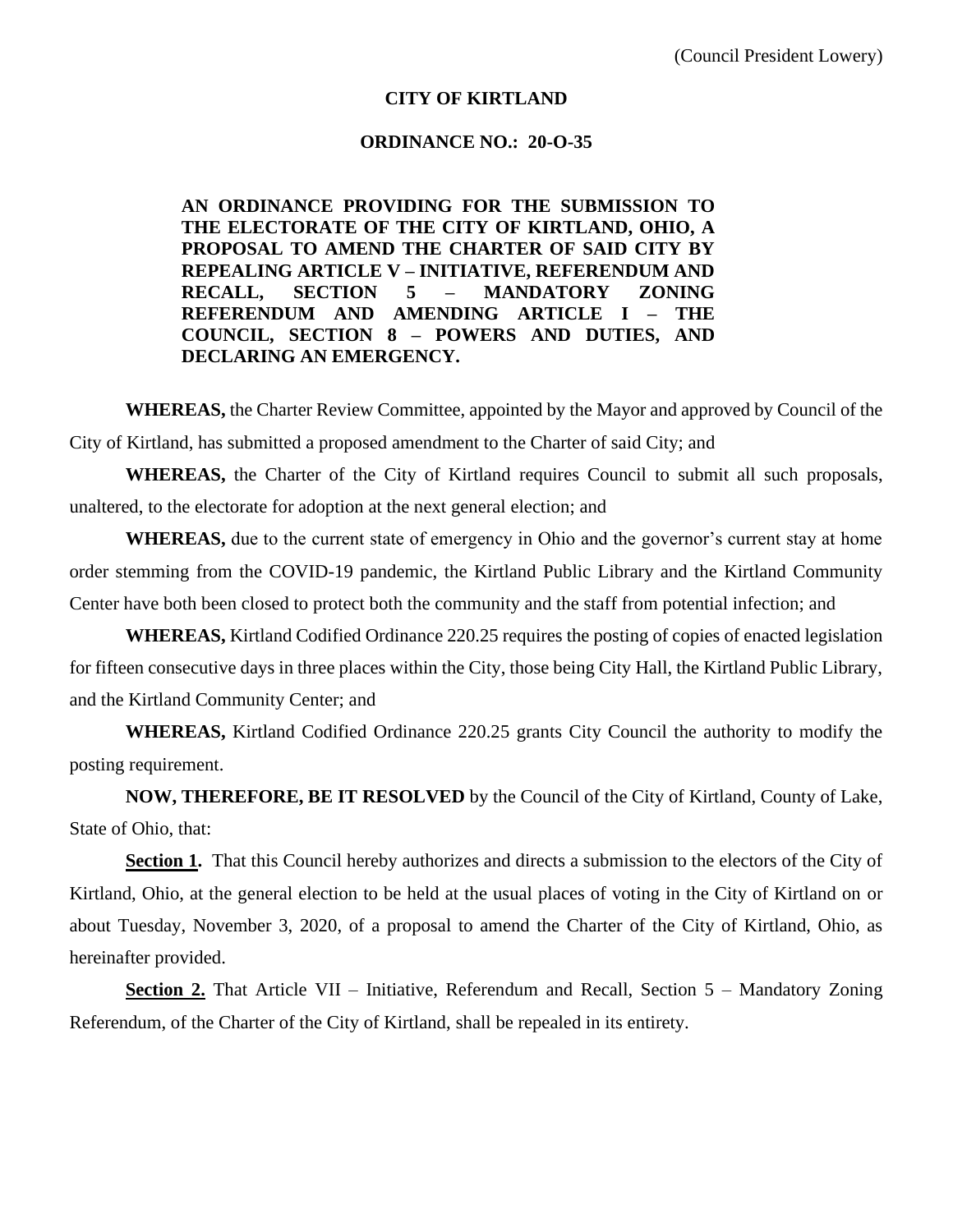(Council President Lowery)

**CITY OF KIRTLAND**

**ORDINANCE NO.: 20-O-35**

**AN ORDINANCE PROVIDING FOR THE SUBMISSION TO THE ELECTORATE OF THE CITY OF KIRTLAND, OHIO, A PROPOSAL TO AMEND THE CHARTER OF SAID CITY BY REPEALING ARTICLE V – INITIATIVE, REFERENDUM AND RECALL, SECTION 5 – MANDATORY ZONING REFERENDUM AND AMENDING ARTICLE I – THE COUNCIL, SECTION 8 – POWERS AND DUTIES, AND DECLARING AN EMERGENCY.**

**WHEREAS,** the Charter Review Committee, appointed by the Mayor and approved by Council of the City of Kirtland, has submitted a proposed amendment to the Charter of said City; and

**WHEREAS,** the Charter of the City of Kirtland requires Council to submit all such proposals, unaltered, to the electorate for adoption at the next general election; and

**WHEREAS,** due to the current state of emergency in Ohio and the governor's current stay at home order stemming from the COVID-19 pandemic, the Kirtland Public Library and the Kirtland Community Center have both been closed to protect both the community and the staff from potential infection; and

**WHEREAS,** Kirtland Codified Ordinance 220.25 requires the posting of copies of enacted legislation for fifteen consecutive days in three places within the City, those being City Hall, the Kirtland Public Library, and the Kirtland Community Center; and

**WHEREAS,** Kirtland Codified Ordinance 220.25 grants City Council the authority to modify the posting requirement.

**NOW, THEREFORE, BE IT RESOLVED** by the Council of the City of Kirtland, County of Lake, State of Ohio, that:

**Section 1.** That this Council hereby authorizes and directs a submission to the electors of the City of Kirtland, Ohio, at the general election to be held at the usual places of voting in the City of Kirtland on or about Tuesday, November 3, 2020, of a proposal to amend the Charter of the City of Kirtland, Ohio, as hereinafter provided.

**Section 2.** That Article VII – Initiative, Referendum and Recall, Section 5 – Mandatory Zoning Referendum, of the Charter of the City of Kirtland, shall be repealed in its entirety.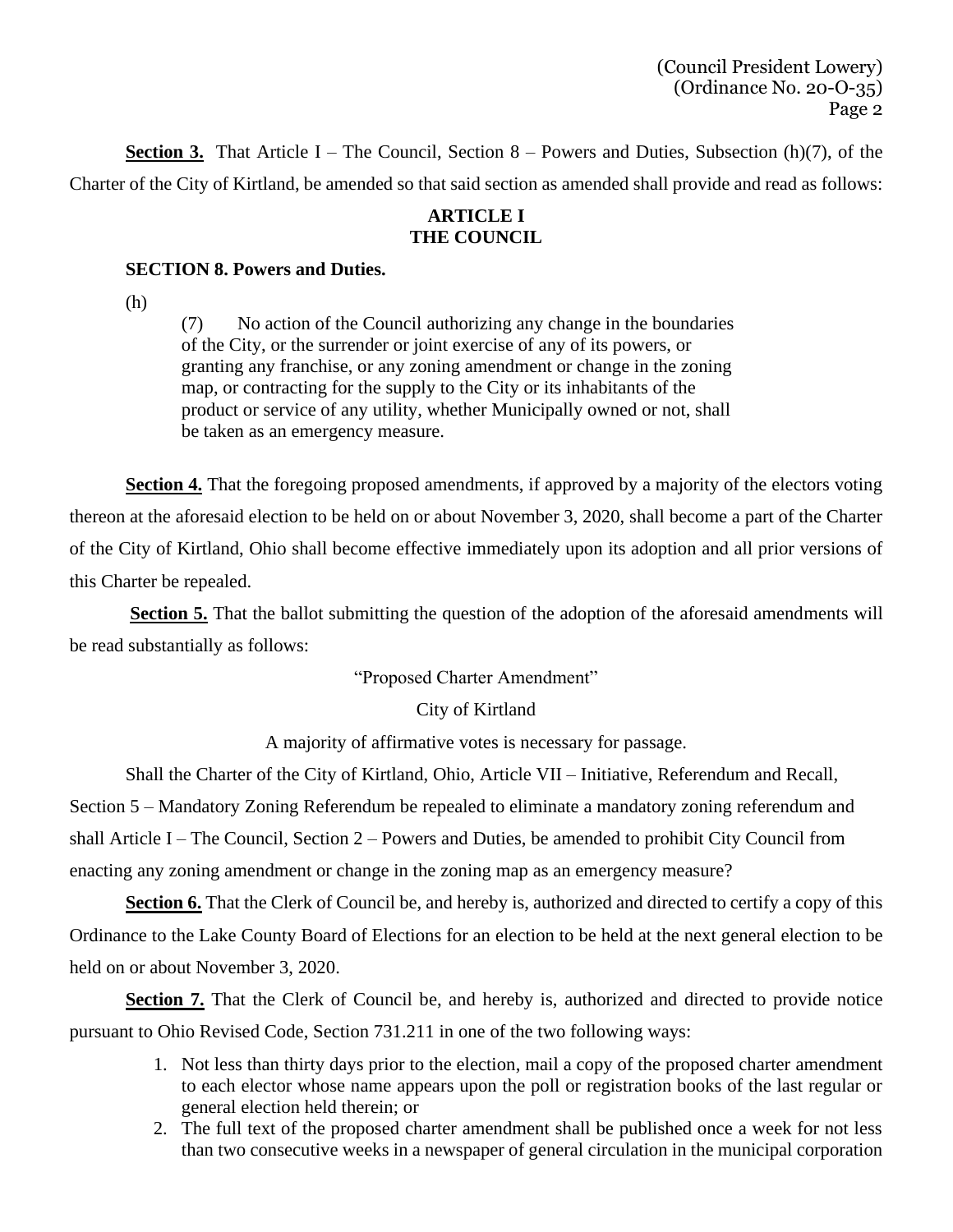**Section 3.** That Article I – The Council, Section 8 – Powers and Duties, Subsection (h)(7), of the Charter of the City of Kirtland, be amended so that said section as amended shall provide and read as follows:

**ARTICLE I**
**THE COUNCIL**

**SECTION 8. Powers and Duties.**

(h)

> (7) No action of the Council authorizing any change in the boundaries of the City, or the surrender or joint exercise of any of its powers, or granting any franchise, or any zoning amendment or change in the zoning map, or contracting for the supply to the City or its inhabitants of the product or service of any utility, whether Municipally owned or not, shall be taken as an emergency measure.

**Section 4.** That the foregoing proposed amendments, if approved by a majority of the electors voting thereon at the aforesaid election to be held on or about November 3, 2020, shall become a part of the Charter of the City of Kirtland, Ohio shall become effective immediately upon its adoption and all prior versions of this Charter be repealed.

**Section 5.** That the ballot submitting the question of the adoption of the aforesaid amendments will be read substantially as follows:

"Proposed Charter Amendment"

City of Kirtland

A majority of affirmative votes is necessary for passage.

Shall the Charter of the City of Kirtland, Ohio, Article VII – Initiative, Referendum and Recall, Section 5 – Mandatory Zoning Referendum be repealed to eliminate a mandatory zoning referendum and shall Article I – The Council, Section 2 – Powers and Duties, be amended to prohibit City Council from enacting any zoning amendment or change in the zoning map as an emergency measure?

**Section 6.** That the Clerk of Council be, and hereby is, authorized and directed to certify a copy of this Ordinance to the Lake County Board of Elections for an election to be held at the next general election to be held on or about November 3, 2020.

**Section 7.** That the Clerk of Council be, and hereby is, authorized and directed to provide notice pursuant to Ohio Revised Code, Section 731.211 in one of the two following ways:

1. Not less than thirty days prior to the election, mail a copy of the proposed charter amendment to each elector whose name appears upon the poll or registration books of the last regular or general election held therein; or
2. The full text of the proposed charter amendment shall be published once a week for not less than two consecutive weeks in a newspaper of general circulation in the municipal corporation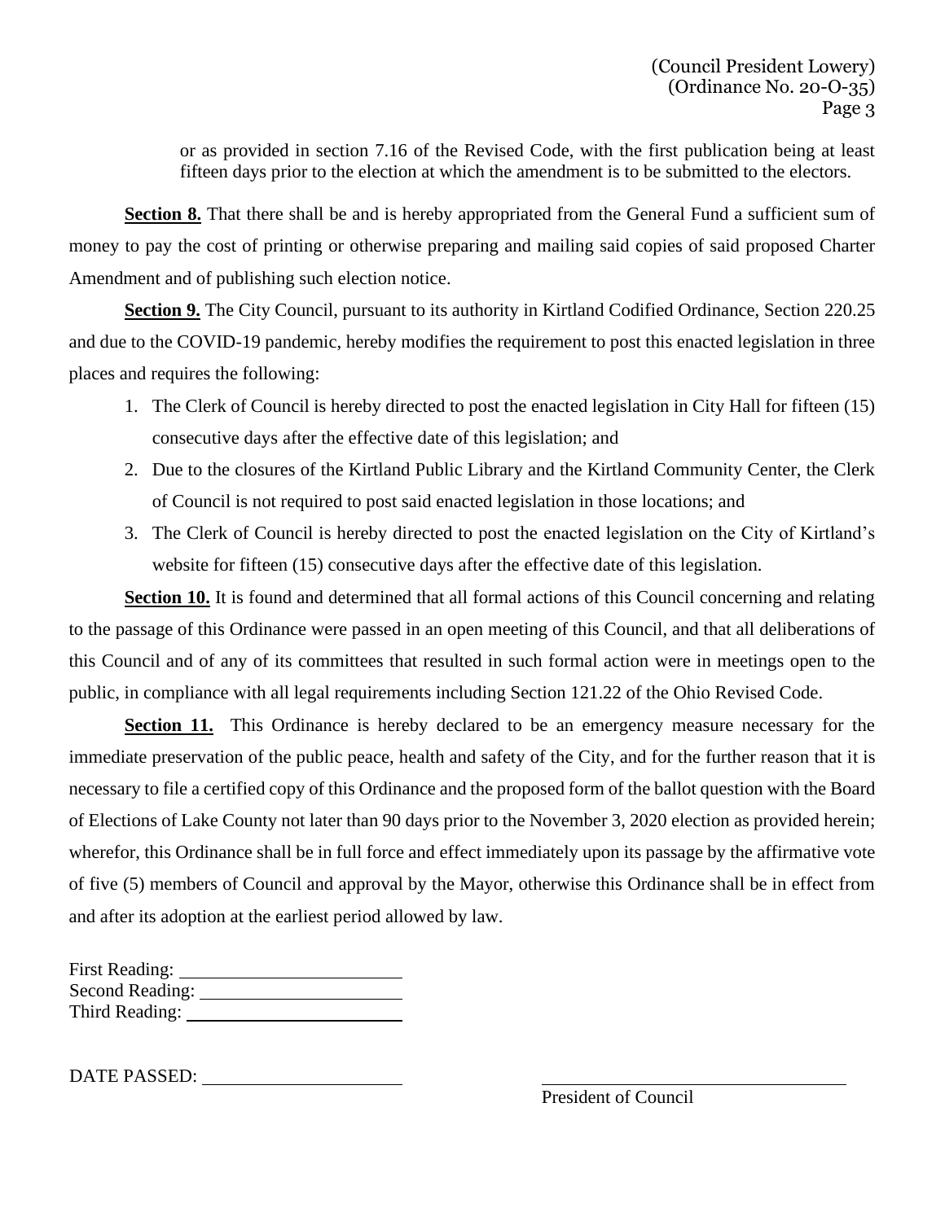or as provided in section 7.16 of the Revised Code, with the first publication being at least fifteen days prior to the election at which the amendment is to be submitted to the electors.

**Section 8.** That there shall be and is hereby appropriated from the General Fund a sufficient sum of money to pay the cost of printing or otherwise preparing and mailing said copies of said proposed Charter Amendment and of publishing such election notice.

**Section 9.** The City Council, pursuant to its authority in Kirtland Codified Ordinance, Section 220.25 and due to the COVID-19 pandemic, hereby modifies the requirement to post this enacted legislation in three places and requires the following:

1. The Clerk of Council is hereby directed to post the enacted legislation in City Hall for fifteen (15) consecutive days after the effective date of this legislation; and
2. Due to the closures of the Kirtland Public Library and the Kirtland Community Center, the Clerk of Council is not required to post said enacted legislation in those locations; and
3. The Clerk of Council is hereby directed to post the enacted legislation on the City of Kirtland's website for fifteen (15) consecutive days after the effective date of this legislation.

**Section 10.** It is found and determined that all formal actions of this Council concerning and relating to the passage of this Ordinance were passed in an open meeting of this Council, and that all deliberations of this Council and of any of its committees that resulted in such formal action were in meetings open to the public, in compliance with all legal requirements including Section 121.22 of the Ohio Revised Code.

**Section 11.** This Ordinance is hereby declared to be an emergency measure necessary for the immediate preservation of the public peace, health and safety of the City, and for the further reason that it is necessary to file a certified copy of this Ordinance and the proposed form of the ballot question with the Board of Elections of Lake County not later than 90 days prior to the November 3, 2020 election as provided herein; wherefor, this Ordinance shall be in full force and effect immediately upon its passage by the affirmative vote of five (5) members of Council and approval by the Mayor, otherwise this Ordinance shall be in effect from and after its adoption at the earliest period allowed by law.

First Reading: \_\_\_\_\_\_\_\_\_\_\_\_\_\_\_\_\_\_\_\_
Second Reading: \_\_\_\_\_\_\_\_\_\_\_\_\_\_\_\_\_\_\_\_
Third Reading: \_\_\_\_\_\_\_\_\_\_\_\_\_\_\_\_\_\_\_\_

DATE PASSED: \_\_\_\_\_\_\_\_\_\_\_\_\_\_\_\_\_\_\_\_

\_\_\_\_\_\_\_\_\_\_\_\_\_\_\_\_\_\_\_\_\_\_\_\_\_\_\_\_
President of Council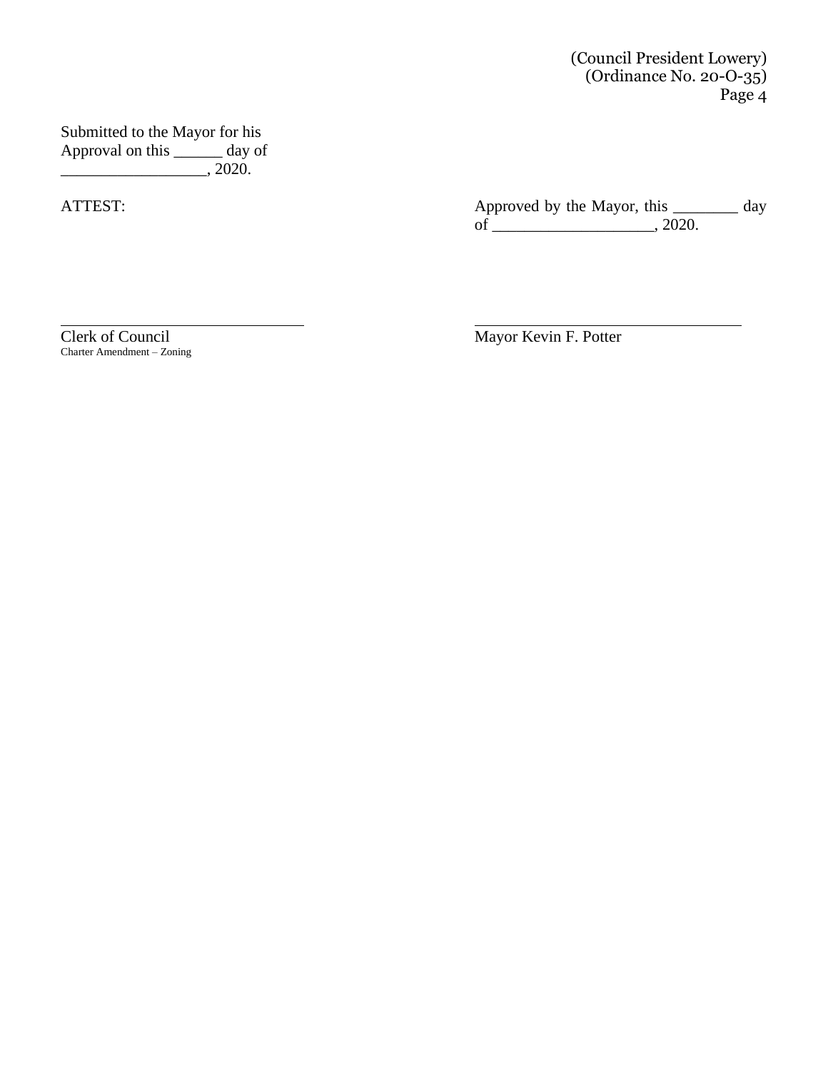Submitted to the Mayor for his
Approval on this ______ day of
_________________, 2020.

ATTEST:

Approved by the Mayor, this ________ day of ___________________, 2020.

_____________________________
Clerk of Council

_____________________________
Mayor Kevin F. Potter

Charter Amendment – Zoning